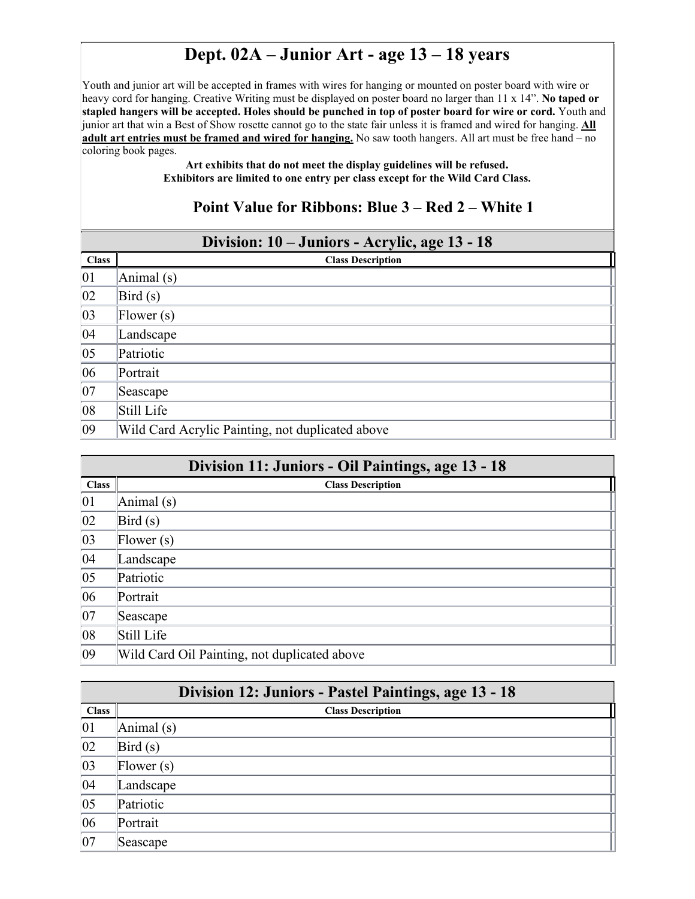# Dept. 02A – Junior Art - age 13 – 18 years

Youth and junior art will be accepted in frames with wires for hanging or mounted on poster board with wire or heavy cord for hanging. Creative Writing must be displayed on poster board no larger than 11 x 14”. **No taped or stapled hangers will be accepted. Holes should be punched in top of poster board for wire or cord.** Youth and junior art that win a Best of Show rosette cannot go to the state fair unless it is framed and wired for hanging. **All adult art entries must be framed and wired for hanging.** No saw tooth hangers. All art must be free hand – no coloring book pages.

**Art exhibits that do not meet the display guidelines will be refused.**
**Exhibitors are limited to one entry per class except for the Wild Card Class.**

## Point Value for Ribbons: Blue 3 – Red 2 – White 1

## Division: 10 – Juniors - Acrylic, age 13 - 18

| Class | Class Description |
|---|---|
| 01 | Animal (s) |
| 02 | Bird (s) |
| 03 | Flower (s) |
| 04 | Landscape |
| 05 | Patriotic |
| 06 | Portrait |
| 07 | Seascape |
| 08 | Still Life |
| 09 | Wild Card Acrylic Painting, not duplicated above |

## Division 11: Juniors - Oil Paintings, age 13 - 18

| Class | Class Description |
|---|---|
| 01 | Animal (s) |
| 02 | Bird (s) |
| 03 | Flower (s) |
| 04 | Landscape |
| 05 | Patriotic |
| 06 | Portrait |
| 07 | Seascape |
| 08 | Still Life |
| 09 | Wild Card Oil Painting, not duplicated above |

## Division 12: Juniors - Pastel Paintings, age 13 - 18

| Class | Class Description |
|---|---|
| 01 | Animal (s) |
| 02 | Bird (s) |
| 03 | Flower (s) |
| 04 | Landscape |
| 05 | Patriotic |
| 06 | Portrait |
| 07 | Seascape |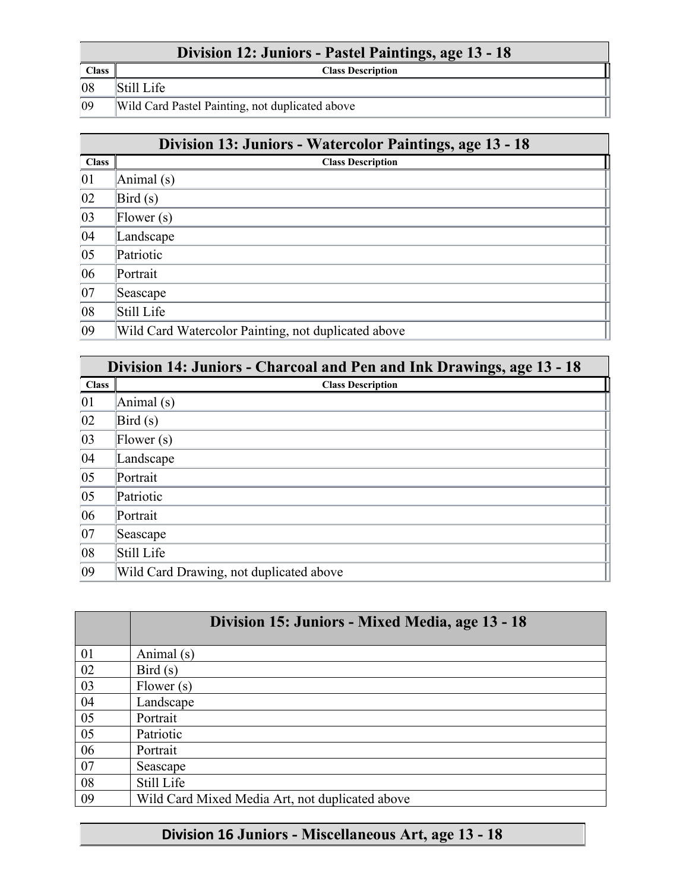| Division 12: Juniors - Pastel Paintings, age 13 - 18 | |
|---|---|
| **Class** | **Class Description** |
| 08 | Still Life |
| 09 | Wild Card Pastel Painting, not duplicated above |

| Division 13: Juniors - Watercolor Paintings, age 13 - 18 | |
|---|---|
| **Class** | **Class Description** |
| 01 | Animal (s) |
| 02 | Bird (s) |
| 03 | Flower (s) |
| 04 | Landscape |
| 05 | Patriotic |
| 06 | Portrait |
| 07 | Seascape |
| 08 | Still Life |
| 09 | Wild Card Watercolor Painting, not duplicated above |

| Division 14: Juniors - Charcoal and Pen and Ink Drawings, age 13 - 18 | |
|---|---|
| **Class** | **Class Description** |
| 01 | Animal (s) |
| 02 | Bird (s) |
| 03 | Flower (s) |
| 04 | Landscape |
| 05 | Portrait |
| 05 | Patriotic |
| 06 | Portrait |
| 07 | Seascape |
| 08 | Still Life |
| 09 | Wild Card Drawing, not duplicated above |

| | Division 15: Juniors - Mixed Media, age 13 - 18 |
|---|---|
| 01 | Animal (s) |
| 02 | Bird (s) |
| 03 | Flower (s) |
| 04 | Landscape |
| 05 | Portrait |
| 05 | Patriotic |
| 06 | Portrait |
| 07 | Seascape |
| 08 | Still Life |
| 09 | Wild Card Mixed Media Art, not duplicated above |

| Division 16 Juniors - Miscellaneous Art, age 13 - 18 |
|---|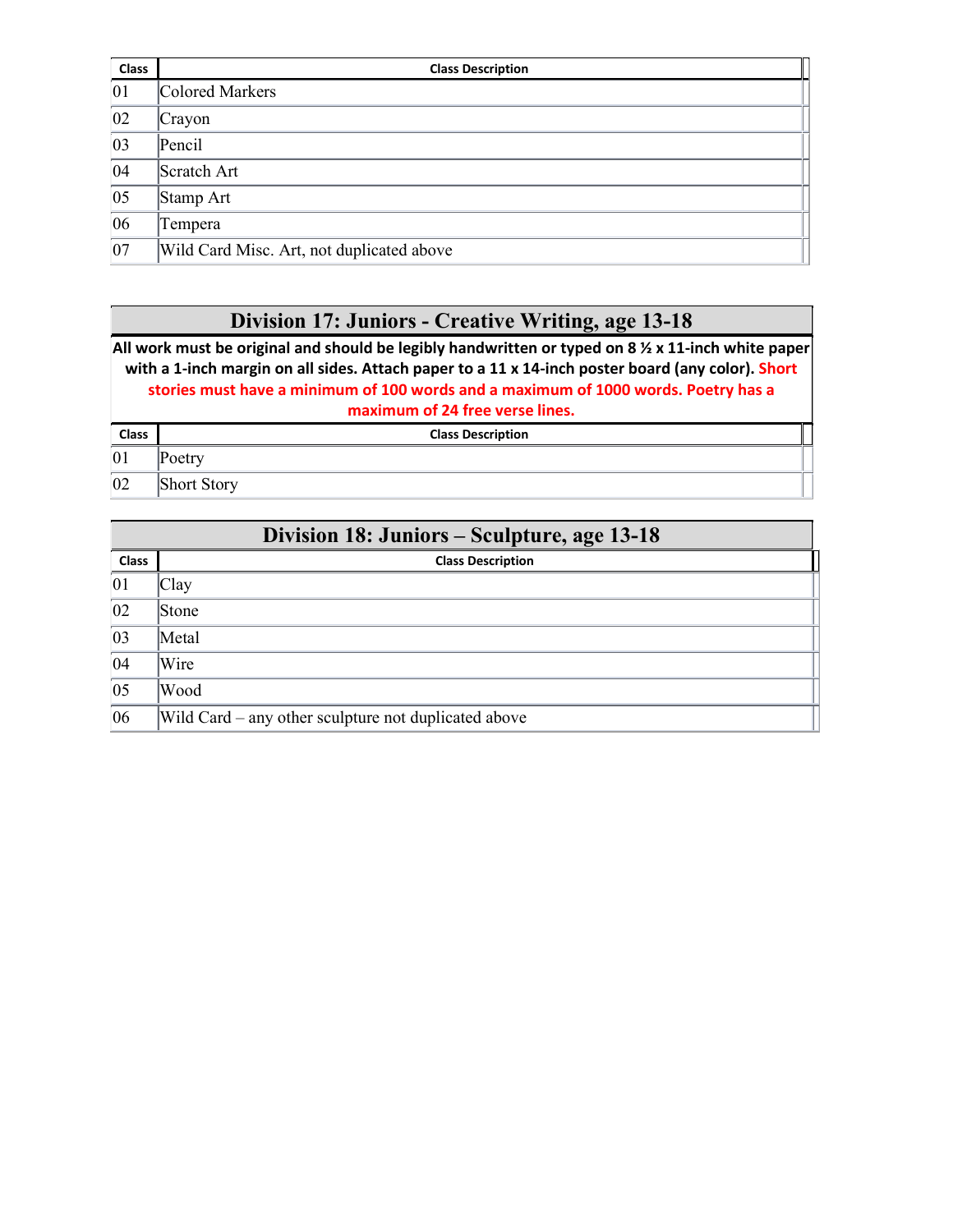| Class | Class Description |
| --- | --- |
| 01 | Colored Markers |
| 02 | Crayon |
| 03 | Pencil |
| 04 | Scratch Art |
| 05 | Stamp Art |
| 06 | Tempera |
| 07 | Wild Card Misc. Art, not duplicated above |

## Division 17: Juniors - Creative Writing, age 13-18

**All work must be original and should be legibly handwritten or typed on 8 ½ x 11-inch white paper with a 1-inch margin on all sides. Attach paper to a 11 x 14-inch poster board (any color). Short stories must have a minimum of 100 words and a maximum of 1000 words. Poetry has a maximum of 24 free verse lines.**

| Class | Class Description |
| --- | --- |
| 01 | Poetry |
| 02 | Short Story |

## Division 18: Juniors – Sculpture, age 13-18

| Class | Class Description |
| --- | --- |
| 01 | Clay |
| 02 | Stone |
| 03 | Metal |
| 04 | Wire |
| 05 | Wood |
| 06 | Wild Card – any other sculpture not duplicated above |